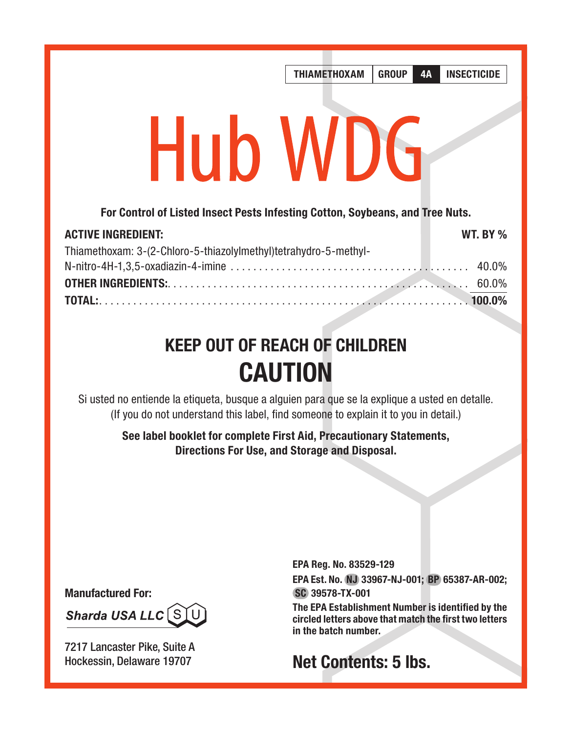| THIAMETHOXAM | GROUP | 4A | INSECTICIDE |
|---|---|---|---|

# Hub WDG

**For Control of Listed Insect Pests Infesting Cotton, Soybeans, and Tree Nuts.**

| **ACTIVE INGREDIENT:** | **WT. BY %** |
|---|---|
| Thiamethoxam: 3-(2-Chloro-5-thiazolylmethyl)tetrahydro-5-methyl-N-nitro-4H-1,3,5-oxadiazin-4-imine | 40.0% |
| **OTHER INGREDIENTS:** | 60.0% |
| **TOTAL:** | **100.0%** |

## KEEP OUT OF REACH OF CHILDREN

## CAUTION

Si usted no entiende la etiqueta, busque a alguien para que se la explique a usted en detalle.
(If you do not understand this label, find someone to explain it to you in detail.)

**See label booklet for complete First Aid, Precautionary Statements, Directions For Use, and Storage and Disposal.**

**Manufactured For:**

***Sharda USA LLC*** SU

7217 Lancaster Pike, Suite A
Hockessin, Delaware 19707

**EPA Reg. No. 83529-129**

**EPA Est. No. NJ 33967-NJ-001; BP 65387-AR-002; SC 39578-TX-001**

**The EPA Establishment Number is identified by the circled letters above that match the first two letters in the batch number.**

## Net Contents: 5 lbs.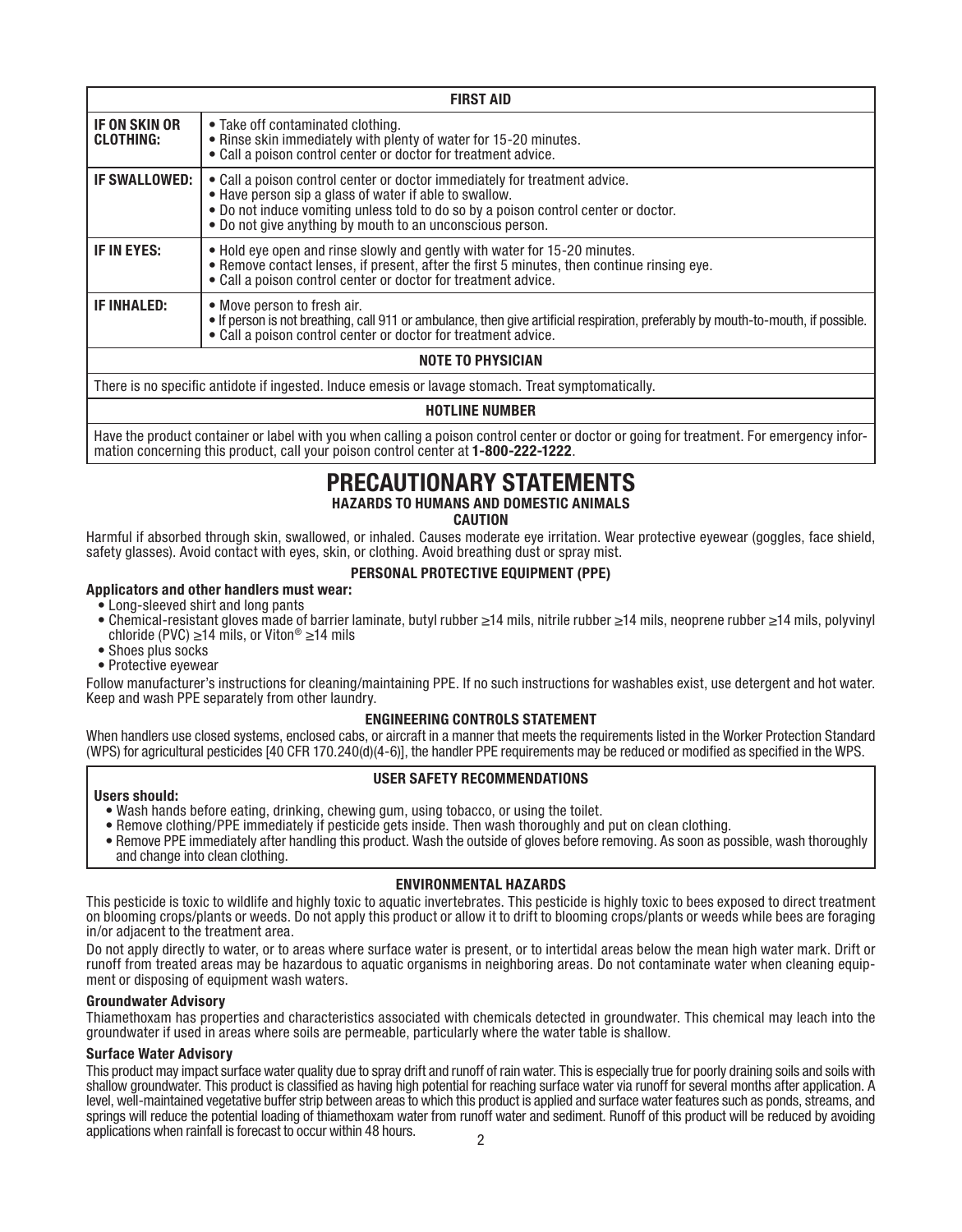| FIRST AID | |
|---|---|
| **IF ON SKIN OR CLOTHING:** | • Take off contaminated clothing.<br>• Rinse skin immediately with plenty of water for 15-20 minutes.<br>• Call a poison control center or doctor for treatment advice. |
| **IF SWALLOWED:** | • Call a poison control center or doctor immediately for treatment advice.<br>• Have person sip a glass of water if able to swallow.<br>• Do not induce vomiting unless told to do so by a poison control center or doctor.<br>• Do not give anything by mouth to an unconscious person. |
| **IF IN EYES:** | • Hold eye open and rinse slowly and gently with water for 15-20 minutes.<br>• Remove contact lenses, if present, after the first 5 minutes, then continue rinsing eye.<br>• Call a poison control center or doctor for treatment advice. |
| **IF INHALED:** | • Move person to fresh air.<br>• If person is not breathing, call 911 or ambulance, then give artificial respiration, preferably by mouth-to-mouth, if possible.<br>• Call a poison control center or doctor for treatment advice. |
| **NOTE TO PHYSICIAN** | |
| There is no specific antidote if ingested. Induce emesis or lavage stomach. Treat symptomatically. | |
| **HOTLINE NUMBER** | |
| Have the product container or label with you when calling a poison control center or doctor or going for treatment. For emergency information concerning this product, call your poison control center at **1-800-222-1222**. | |

# PRECAUTIONARY STATEMENTS

## HAZARDS TO HUMANS AND DOMESTIC ANIMALS

### CAUTION

Harmful if absorbed through skin, swallowed, or inhaled. Causes moderate eye irritation. Wear protective eyewear (goggles, face shield, safety glasses). Avoid contact with eyes, skin, or clothing. Avoid breathing dust or spray mist.

### PERSONAL PROTECTIVE EQUIPMENT (PPE)

**Applicators and other handlers must wear:**

- Long-sleeved shirt and long pants
- Chemical-resistant gloves made of barrier laminate, butyl rubber ≥14 mils, nitrile rubber ≥14 mils, neoprene rubber ≥14 mils, polyvinyl chloride (PVC) ≥14 mils, or Viton® ≥14 mils
- Shoes plus socks
- Protective eyewear

Follow manufacturer's instructions for cleaning/maintaining PPE. If no such instructions for washables exist, use detergent and hot water. Keep and wash PPE separately from other laundry.

### ENGINEERING CONTROLS STATEMENT

When handlers use closed systems, enclosed cabs, or aircraft in a manner that meets the requirements listed in the Worker Protection Standard (WPS) for agricultural pesticides [40 CFR 170.240(d)(4-6)], the handler PPE requirements may be reduced or modified as specified in the WPS.

### USER SAFETY RECOMMENDATIONS

**Users should:**

- Wash hands before eating, drinking, chewing gum, using tobacco, or using the toilet.
- Remove clothing/PPE immediately if pesticide gets inside. Then wash thoroughly and put on clean clothing.
- Remove PPE immediately after handling this product. Wash the outside of gloves before removing. As soon as possible, wash thoroughly and change into clean clothing.

### ENVIRONMENTAL HAZARDS

This pesticide is toxic to wildlife and highly toxic to aquatic invertebrates. This pesticide is highly toxic to bees exposed to direct treatment on blooming crops/plants or weeds. Do not apply this product or allow it to drift to blooming crops/plants or weeds while bees are foraging in/or adjacent to the treatment area.

Do not apply directly to water, or to areas where surface water is present, or to intertidal areas below the mean high water mark. Drift or runoff from treated areas may be hazardous to aquatic organisms in neighboring areas. Do not contaminate water when cleaning equipment or disposing of equipment wash waters.

**Groundwater Advisory**

Thiamethoxam has properties and characteristics associated with chemicals detected in groundwater. This chemical may leach into the groundwater if used in areas where soils are permeable, particularly where the water table is shallow.

**Surface Water Advisory**

This product may impact surface water quality due to spray drift and runoff of rain water. This is especially true for poorly draining soils and soils with shallow groundwater. This product is classified as having high potential for reaching surface water via runoff for several months after application. A level, well-maintained vegetative buffer strip between areas to which this product is applied and surface water features such as ponds, streams, and springs will reduce the potential loading of thiamethoxam water from runoff water and sediment. Runoff of this product will be reduced by avoiding applications when rainfall is forecast to occur within 48 hours.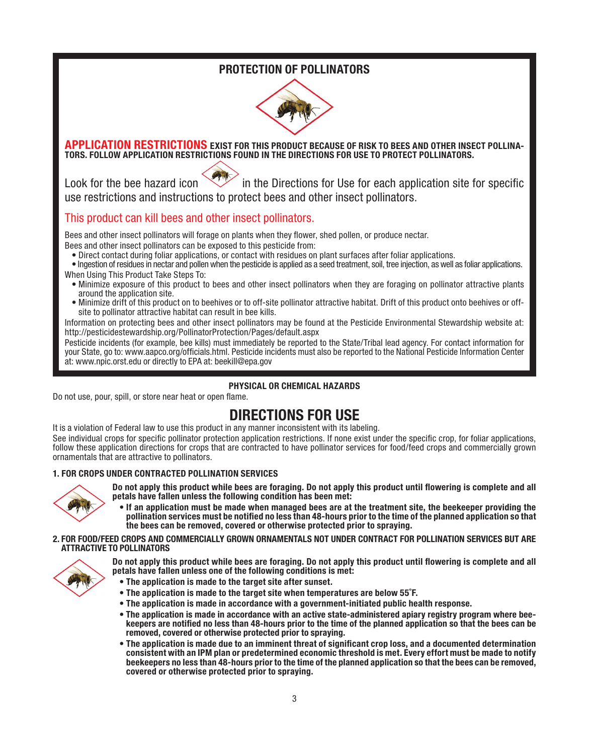## PROTECTION OF POLLINATORS

**APPLICATION RESTRICTIONS EXIST FOR THIS PRODUCT BECAUSE OF RISK TO BEES AND OTHER INSECT POLLINATORS. FOLLOW APPLICATION RESTRICTIONS FOUND IN THE DIRECTIONS FOR USE TO PROTECT POLLINATORS.**

Look for the bee hazard icon in the Directions for Use for each application site for specific use restrictions and instructions to protect bees and other insect pollinators.

This product can kill bees and other insect pollinators.

Bees and other insect pollinators will forage on plants when they flower, shed pollen, or produce nectar.

Bees and other insect pollinators can be exposed to this pesticide from:

- Direct contact during foliar applications, or contact with residues on plant surfaces after foliar applications.
- Ingestion of residues in nectar and pollen when the pesticide is applied as a seed treatment, soil, tree injection, as well as foliar applications.

When Using This Product Take Steps To:

- Minimize exposure of this product to bees and other insect pollinators when they are foraging on pollinator attractive plants around the application site.
- Minimize drift of this product on to beehives or to off-site pollinator attractive habitat. Drift of this product onto beehives or off-site to pollinator attractive habitat can result in bee kills.

Information on protecting bees and other insect pollinators may be found at the Pesticide Environmental Stewardship website at: http://pesticidestewardship.org/PollinatorProtection/Pages/default.aspx

Pesticide incidents (for example, bee kills) must immediately be reported to the State/Tribal lead agency. For contact information for your State, go to: www.aapco.org/officials.html. Pesticide incidents must also be reported to the National Pesticide Information Center at: www.npic.orst.edu or directly to EPA at: beekill@epa.gov

### PHYSICAL OR CHEMICAL HAZARDS

Do not use, pour, spill, or store near heat or open flame.

# DIRECTIONS FOR USE

It is a violation of Federal law to use this product in any manner inconsistent with its labeling.

See individual crops for specific pollinator protection application restrictions. If none exist under the specific crop, for foliar applications, follow these application directions for crops that are contracted to have pollinator services for food/feed crops and commercially grown ornamentals that are attractive to pollinators.

### 1. FOR CROPS UNDER CONTRACTED POLLINATION SERVICES

**Do not apply this product while bees are foraging. Do not apply this product until flowering is complete and all petals have fallen unless the following condition has been met:**

- **If an application must be made when managed bees are at the treatment site, the beekeeper providing the pollination services must be notified no less than 48-hours prior to the time of the planned application so that the bees can be removed, covered or otherwise protected prior to spraying.**

### 2. FOR FOOD/FEED CROPS AND COMMERCIALLY GROWN ORNAMENTALS NOT UNDER CONTRACT FOR POLLINATION SERVICES BUT ARE ATTRACTIVE TO POLLINATORS

**Do not apply this product while bees are foraging. Do not apply this product until flowering is complete and all petals have fallen unless one of the following conditions is met:**

- **The application is made to the target site after sunset.**
- **The application is made to the target site when temperatures are below 55°F.**
- **The application is made in accordance with a government-initiated public health response.**
- **The application is made in accordance with an active state-administered apiary registry program where beekeepers are notified no less than 48-hours prior to the time of the planned application so that the bees can be removed, covered or otherwise protected prior to spraying.**
- **The application is made due to an imminent threat of significant crop loss, and a documented determination consistent with an IPM plan or predetermined economic threshold is met. Every effort must be made to notify beekeepers no less than 48-hours prior to the time of the planned application so that the bees can be removed, covered or otherwise protected prior to spraying.**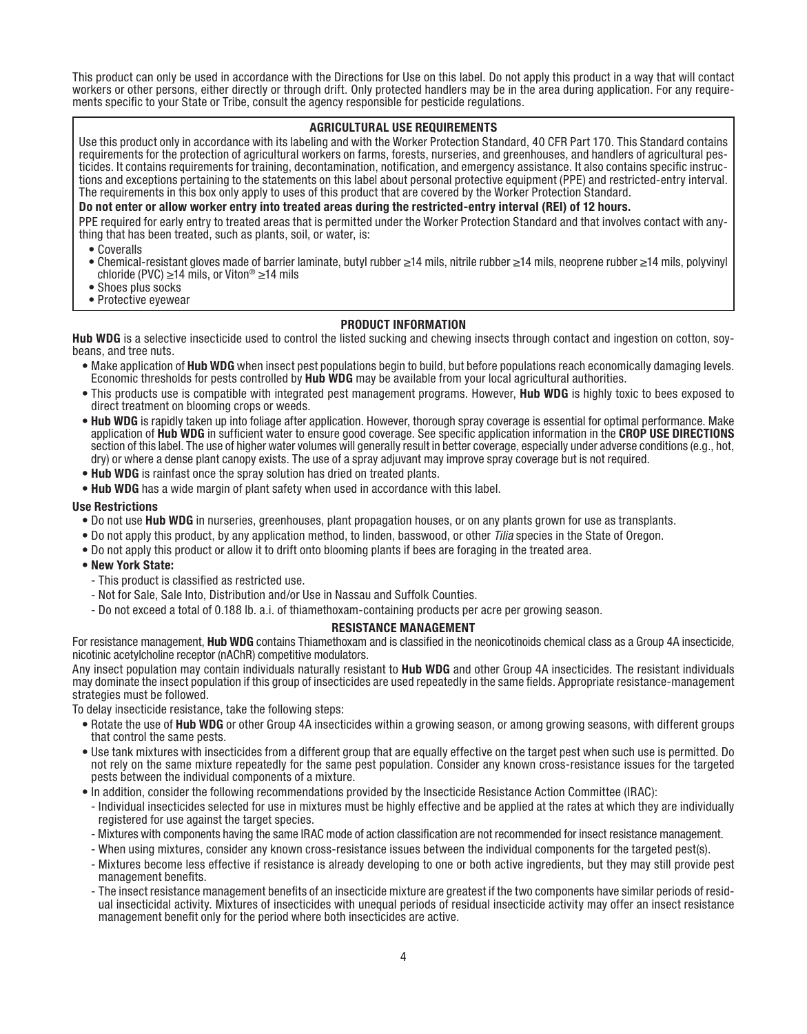This product can only be used in accordance with the Directions for Use on this label. Do not apply this product in a way that will contact workers or other persons, either directly or through drift. Only protected handlers may be in the area during application. For any requirements specific to your State or Tribe, consult the agency responsible for pesticide regulations.

## AGRICULTURAL USE REQUIREMENTS

Use this product only in accordance with its labeling and with the Worker Protection Standard, 40 CFR Part 170. This Standard contains requirements for the protection of agricultural workers on farms, forests, nurseries, and greenhouses, and handlers of agricultural pesticides. It contains requirements for training, decontamination, notification, and emergency assistance. It also contains specific instructions and exceptions pertaining to the statements on this label about personal protective equipment (PPE) and restricted-entry interval. The requirements in this box only apply to uses of this product that are covered by the Worker Protection Standard.

**Do not enter or allow worker entry into treated areas during the restricted-entry interval (REI) of 12 hours.**

PPE required for early entry to treated areas that is permitted under the Worker Protection Standard and that involves contact with anything that has been treated, such as plants, soil, or water, is:

- Coveralls
- Chemical-resistant gloves made of barrier laminate, butyl rubber ≥14 mils, nitrile rubber ≥14 mils, neoprene rubber ≥14 mils, polyvinyl chloride (PVC) ≥14 mils, or Viton® ≥14 mils
- Shoes plus socks
- Protective eyewear

## PRODUCT INFORMATION

**Hub WDG** is a selective insecticide used to control the listed sucking and chewing insects through contact and ingestion on cotton, soybeans, and tree nuts.

- Make application of **Hub WDG** when insect pest populations begin to build, but before populations reach economically damaging levels. Economic thresholds for pests controlled by **Hub WDG** may be available from your local agricultural authorities.
- This products use is compatible with integrated pest management programs. However, **Hub WDG** is highly toxic to bees exposed to direct treatment on blooming crops or weeds.
- **Hub WDG** is rapidly taken up into foliage after application. However, thorough spray coverage is essential for optimal performance. Make application of **Hub WDG** in sufficient water to ensure good coverage. See specific application information in the **CROP USE DIRECTIONS** section of this label. The use of higher water volumes will generally result in better coverage, especially under adverse conditions (e.g., hot, dry) or where a dense plant canopy exists. The use of a spray adjuvant may improve spray coverage but is not required.
- **Hub WDG** is rainfast once the spray solution has dried on treated plants.
- **Hub WDG** has a wide margin of plant safety when used in accordance with this label.

### Use Restrictions

- Do not use **Hub WDG** in nurseries, greenhouses, plant propagation houses, or on any plants grown for use as transplants.
- Do not apply this product, by any application method, to linden, basswood, or other *Tilia* species in the State of Oregon.
- Do not apply this product or allow it to drift onto blooming plants if bees are foraging in the treated area.
- **New York State:**
  - This product is classified as restricted use.
  - Not for Sale, Sale Into, Distribution and/or Use in Nassau and Suffolk Counties.
  - Do not exceed a total of 0.188 lb. a.i. of thiamethoxam-containing products per acre per growing season.

## RESISTANCE MANAGEMENT

For resistance management, **Hub WDG** contains Thiamethoxam and is classified in the neonicotinoids chemical class as a Group 4A insecticide, nicotinic acetylcholine receptor (nAChR) competitive modulators.

Any insect population may contain individuals naturally resistant to **Hub WDG** and other Group 4A insecticides. The resistant individuals may dominate the insect population if this group of insecticides are used repeatedly in the same fields. Appropriate resistance-management strategies must be followed.

To delay insecticide resistance, take the following steps:

- Rotate the use of **Hub WDG** or other Group 4A insecticides within a growing season, or among growing seasons, with different groups that control the same pests.
- Use tank mixtures with insecticides from a different group that are equally effective on the target pest when such use is permitted. Do not rely on the same mixture repeatedly for the same pest population. Consider any known cross-resistance issues for the targeted pests between the individual components of a mixture.
- In addition, consider the following recommendations provided by the Insecticide Resistance Action Committee (IRAC):
  - Individual insecticides selected for use in mixtures must be highly effective and be applied at the rates at which they are individually registered for use against the target species.
  - Mixtures with components having the same IRAC mode of action classification are not recommended for insect resistance management.
  - When using mixtures, consider any known cross-resistance issues between the individual components for the targeted pest(s).
  - Mixtures become less effective if resistance is already developing to one or both active ingredients, but they may still provide pest management benefits.
  - The insect resistance management benefits of an insecticide mixture are greatest if the two components have similar periods of residual insecticidal activity. Mixtures of insecticides with unequal periods of residual insecticide activity may offer an insect resistance management benefit only for the period where both insecticides are active.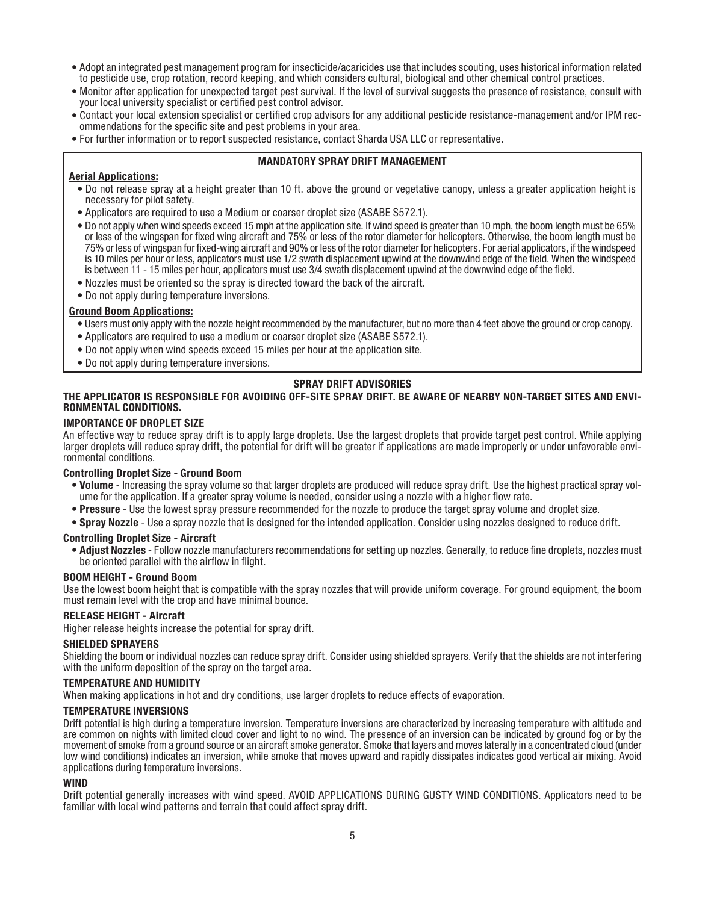- Adopt an integrated pest management program for insecticide/acaricides use that includes scouting, uses historical information related to pesticide use, crop rotation, record keeping, and which considers cultural, biological and other chemical control practices.
- Monitor after application for unexpected target pest survival. If the level of survival suggests the presence of resistance, consult with your local university specialist or certified pest control advisor.
- Contact your local extension specialist or certified crop advisors for any additional pesticide resistance-management and/or IPM recommendations for the specific site and pest problems in your area.
- For further information or to report suspected resistance, contact Sharda USA LLC or representative.

## MANDATORY SPRAY DRIFT MANAGEMENT

**Aerial Applications:**

- Do not release spray at a height greater than 10 ft. above the ground or vegetative canopy, unless a greater application height is necessary for pilot safety.
- Applicators are required to use a Medium or coarser droplet size (ASABE S572.1).
- Do not apply when wind speeds exceed 15 mph at the application site. If wind speed is greater than 10 mph, the boom length must be 65% or less of the wingspan for fixed wing aircraft and 75% or less of the rotor diameter for helicopters. Otherwise, the boom length must be 75% or less of wingspan for fixed-wing aircraft and 90% or less of the rotor diameter for helicopters. For aerial applicators, if the windspeed is 10 miles per hour or less, applicators must use 1/2 swath displacement upwind at the downwind edge of the field. When the windspeed is between 11 - 15 miles per hour, applicators must use 3/4 swath displacement upwind at the downwind edge of the field.
- Nozzles must be oriented so the spray is directed toward the back of the aircraft.
- Do not apply during temperature inversions.

**Ground Boom Applications:**

- Users must only apply with the nozzle height recommended by the manufacturer, but no more than 4 feet above the ground or crop canopy.
- Applicators are required to use a medium or coarser droplet size (ASABE S572.1).
- Do not apply when wind speeds exceed 15 miles per hour at the application site.
- Do not apply during temperature inversions.

## SPRAY DRIFT ADVISORIES

**THE APPLICATOR IS RESPONSIBLE FOR AVOIDING OFF-SITE SPRAY DRIFT. BE AWARE OF NEARBY NON-TARGET SITES AND ENVIRONMENTAL CONDITIONS.**

### IMPORTANCE OF DROPLET SIZE

An effective way to reduce spray drift is to apply large droplets. Use the largest droplets that provide target pest control. While applying larger droplets will reduce spray drift, the potential for drift will be greater if applications are made improperly or under unfavorable environmental conditions.

#### Controlling Droplet Size - Ground Boom

- **Volume** - Increasing the spray volume so that larger droplets are produced will reduce spray drift. Use the highest practical spray volume for the application. If a greater spray volume is needed, consider using a nozzle with a higher flow rate.
- **Pressure** - Use the lowest spray pressure recommended for the nozzle to produce the target spray volume and droplet size.
- **Spray Nozzle** - Use a spray nozzle that is designed for the intended application. Consider using nozzles designed to reduce drift.

#### Controlling Droplet Size - Aircraft

- **Adjust Nozzles** - Follow nozzle manufacturers recommendations for setting up nozzles. Generally, to reduce fine droplets, nozzles must be oriented parallel with the airflow in flight.

### BOOM HEIGHT - Ground Boom

Use the lowest boom height that is compatible with the spray nozzles that will provide uniform coverage. For ground equipment, the boom must remain level with the crop and have minimal bounce.

### RELEASE HEIGHT - Aircraft

Higher release heights increase the potential for spray drift.

### SHIELDED SPRAYERS

Shielding the boom or individual nozzles can reduce spray drift. Consider using shielded sprayers. Verify that the shields are not interfering with the uniform deposition of the spray on the target area.

### TEMPERATURE AND HUMIDITY

When making applications in hot and dry conditions, use larger droplets to reduce effects of evaporation.

### TEMPERATURE INVERSIONS

Drift potential is high during a temperature inversion. Temperature inversions are characterized by increasing temperature with altitude and are common on nights with limited cloud cover and light to no wind. The presence of an inversion can be indicated by ground fog or by the movement of smoke from a ground source or an aircraft smoke generator. Smoke that layers and moves laterally in a concentrated cloud (under low wind conditions) indicates an inversion, while smoke that moves upward and rapidly dissipates indicates good vertical air mixing. Avoid applications during temperature inversions.

### WIND

Drift potential generally increases with wind speed. AVOID APPLICATIONS DURING GUSTY WIND CONDITIONS. Applicators need to be familiar with local wind patterns and terrain that could affect spray drift.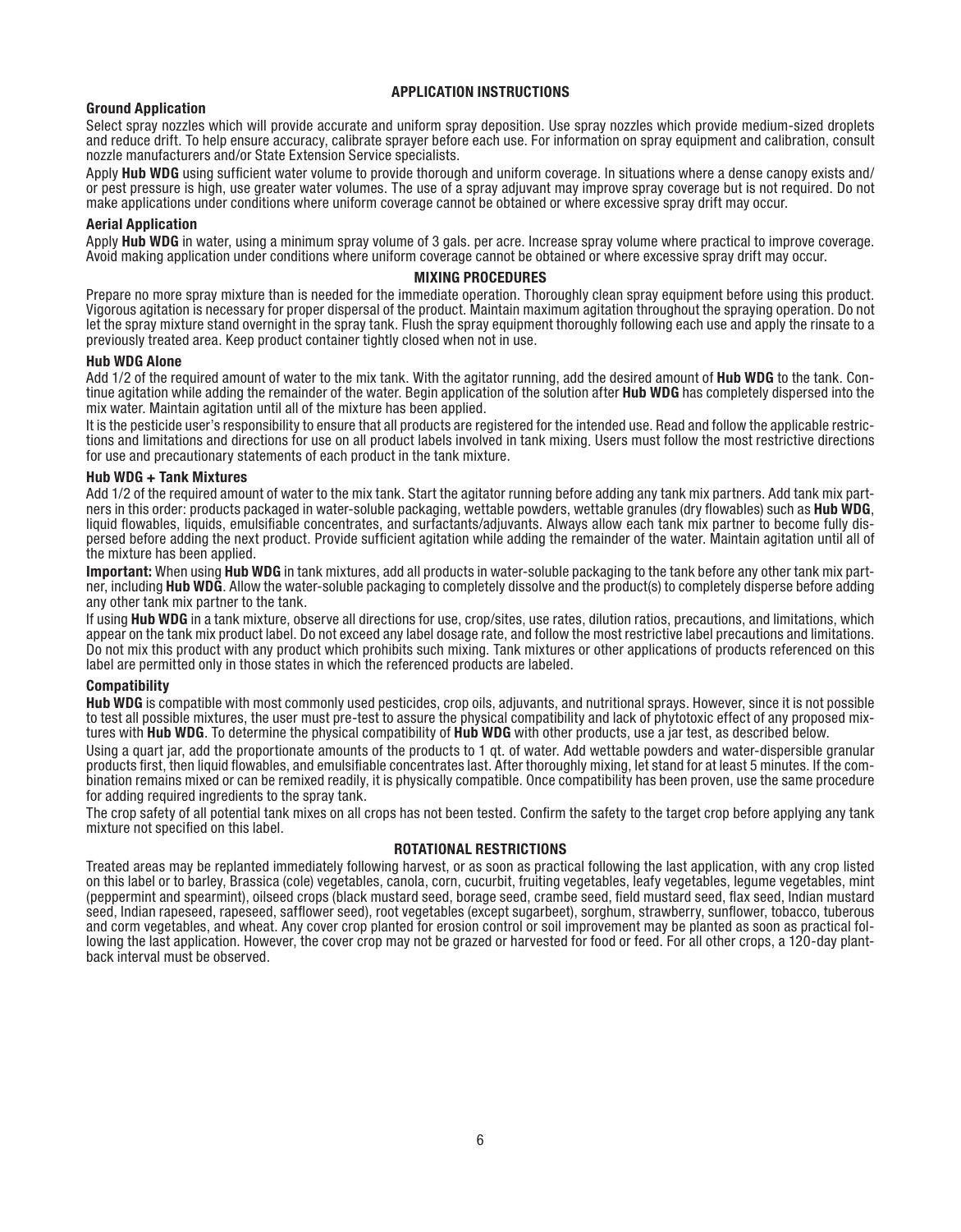## APPLICATION INSTRUCTIONS

### Ground Application

Select spray nozzles which will provide accurate and uniform spray deposition. Use spray nozzles which provide medium-sized droplets and reduce drift. To help ensure accuracy, calibrate sprayer before each use. For information on spray equipment and calibration, consult nozzle manufacturers and/or State Extension Service specialists.

Apply **Hub WDG** using sufficient water volume to provide thorough and uniform coverage. In situations where a dense canopy exists and/or pest pressure is high, use greater water volumes. The use of a spray adjuvant may improve spray coverage but is not required. Do not make applications under conditions where uniform coverage cannot be obtained or where excessive spray drift may occur.

### Aerial Application

Apply **Hub WDG** in water, using a minimum spray volume of 3 gals. per acre. Increase spray volume where practical to improve coverage. Avoid making application under conditions where uniform coverage cannot be obtained or where excessive spray drift may occur.

## MIXING PROCEDURES

Prepare no more spray mixture than is needed for the immediate operation. Thoroughly clean spray equipment before using this product. Vigorous agitation is necessary for proper dispersal of the product. Maintain maximum agitation throughout the spraying operation. Do not let the spray mixture stand overnight in the spray tank. Flush the spray equipment thoroughly following each use and apply the rinsate to a previously treated area. Keep product container tightly closed when not in use.

### Hub WDG Alone

Add 1/2 of the required amount of water to the mix tank. With the agitator running, add the desired amount of **Hub WDG** to the tank. Continue agitation while adding the remainder of the water. Begin application of the solution after **Hub WDG** has completely dispersed into the mix water. Maintain agitation until all of the mixture has been applied.

It is the pesticide user's responsibility to ensure that all products are registered for the intended use. Read and follow the applicable restrictions and limitations and directions for use on all product labels involved in tank mixing. Users must follow the most restrictive directions for use and precautionary statements of each product in the tank mixture.

### Hub WDG + Tank Mixtures

Add 1/2 of the required amount of water to the mix tank. Start the agitator running before adding any tank mix partners. Add tank mix partners in this order: products packaged in water-soluble packaging, wettable powders, wettable granules (dry flowables) such as **Hub WDG**, liquid flowables, liquids, emulsifiable concentrates, and surfactants/adjuvants. Always allow each tank mix partner to become fully dispersed before adding the next product. Provide sufficient agitation while adding the remainder of the water. Maintain agitation until all of the mixture has been applied.

**Important:** When using **Hub WDG** in tank mixtures, add all products in water-soluble packaging to the tank before any other tank mix partner, including **Hub WDG**. Allow the water-soluble packaging to completely dissolve and the product(s) to completely disperse before adding any other tank mix partner to the tank.

If using **Hub WDG** in a tank mixture, observe all directions for use, crop/sites, use rates, dilution ratios, precautions, and limitations, which appear on the tank mix product label. Do not exceed any label dosage rate, and follow the most restrictive label precautions and limitations. Do not mix this product with any product which prohibits such mixing. Tank mixtures or other applications of products referenced on this label are permitted only in those states in which the referenced products are labeled.

### Compatibility

**Hub WDG** is compatible with most commonly used pesticides, crop oils, adjuvants, and nutritional sprays. However, since it is not possible to test all possible mixtures, the user must pre-test to assure the physical compatibility and lack of phytotoxic effect of any proposed mixtures with **Hub WDG**. To determine the physical compatibility of **Hub WDG** with other products, use a jar test, as described below.

Using a quart jar, add the proportionate amounts of the products to 1 qt. of water. Add wettable powders and water-dispersible granular products first, then liquid flowables, and emulsifiable concentrates last. After thoroughly mixing, let stand for at least 5 minutes. If the combination remains mixed or can be remixed readily, it is physically compatible. Once compatibility has been proven, use the same procedure for adding required ingredients to the spray tank.

The crop safety of all potential tank mixes on all crops has not been tested. Confirm the safety to the target crop before applying any tank mixture not specified on this label.

## ROTATIONAL RESTRICTIONS

Treated areas may be replanted immediately following harvest, or as soon as practical following the last application, with any crop listed on this label or to barley, Brassica (cole) vegetables, canola, corn, cucurbit, fruiting vegetables, leafy vegetables, legume vegetables, mint (peppermint and spearmint), oilseed crops (black mustard seed, borage seed, crambe seed, field mustard seed, flax seed, Indian mustard seed, Indian rapeseed, rapeseed, safflower seed), root vegetables (except sugarbeet), sorghum, strawberry, sunflower, tobacco, tuberous and corm vegetables, and wheat. Any cover crop planted for erosion control or soil improvement may be planted as soon as practical following the last application. However, the cover crop may not be grazed or harvested for food or feed. For all other crops, a 120-day plant-back interval must be observed.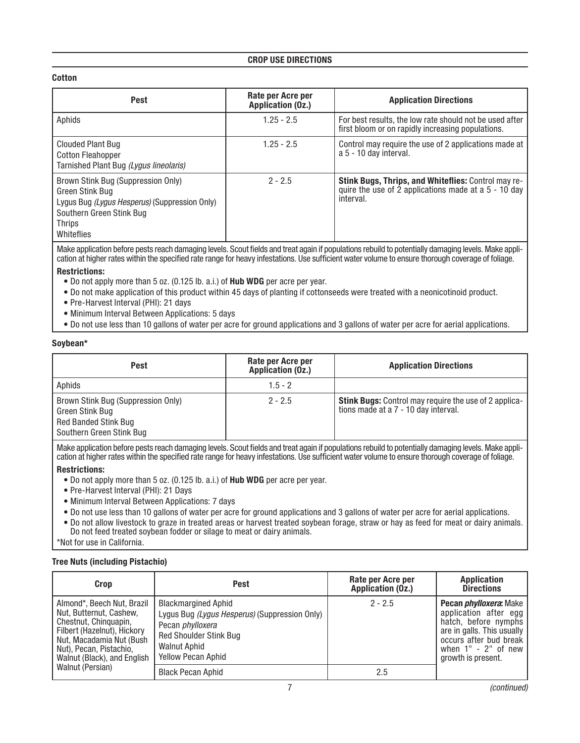## CROP USE DIRECTIONS

### Cotton

| Pest | Rate per Acre per Application (Oz.) | Application Directions |
|---|---|---|
| Aphids | 1.25 - 2.5 | For best results, the low rate should not be used after first bloom or on rapidly increasing populations. |
| Clouded Plant Bug<br>Cotton Fleahopper<br>Tarnished Plant Bug *(Lygus lineolaris)* | 1.25 - 2.5 | Control may require the use of 2 applications made at a 5 - 10 day interval. |
| Brown Stink Bug (Suppression Only)<br>Green Stink Bug<br>Lygus Bug *(Lygus Hesperus)* (Suppression Only)<br>Southern Green Stink Bug<br>Thrips<br>Whiteflies | 2 - 2.5 | **Stink Bugs, Thrips, and Whiteflies:** Control may require the use of 2 applications made at a 5 - 10 day interval. |

Make application before pests reach damaging levels. Scout fields and treat again if populations rebuild to potentially damaging levels. Make application at higher rates within the specified rate range for heavy infestations. Use sufficient water volume to ensure thorough coverage of foliage.

**Restrictions:**

- Do not apply more than 5 oz. (0.125 lb. a.i.) of **Hub WDG** per acre per year.
- Do not make application of this product within 45 days of planting if cottonseeds were treated with a neonicotinoid product.
- Pre-Harvest Interval (PHI): 21 days
- Minimum Interval Between Applications: 5 days
- Do not use less than 10 gallons of water per acre for ground applications and 3 gallons of water per acre for aerial applications.

### Soybean*

| Pest | Rate per Acre per Application (Oz.) | Application Directions |
|---|---|---|
| Aphids | 1.5 - 2 | |
| Brown Stink Bug (Suppression Only)<br>Green Stink Bug<br>Red Banded Stink Bug<br>Southern Green Stink Bug | 2 - 2.5 | **Stink Bugs:** Control may require the use of 2 applications made at a 7 - 10 day interval. |

Make application before pests reach damaging levels. Scout fields and treat again if populations rebuild to potentially damaging levels. Make application at higher rates within the specified rate range for heavy infestations. Use sufficient water volume to ensure thorough coverage of foliage.

**Restrictions:**

- Do not apply more than 5 oz. (0.125 lb. a.i.) of **Hub WDG** per acre per year.
- Pre-Harvest Interval (PHI): 21 Days
- Minimum Interval Between Applications: 7 days
- Do not use less than 10 gallons of water per acre for ground applications and 3 gallons of water per acre for aerial applications.
- Do not allow livestock to graze in treated areas or harvest treated soybean forage, straw or hay as feed for meat or dairy animals. Do not feed treated soybean fodder or silage to meat or dairy animals.

*Not for use in California.

### Tree Nuts (including Pistachio)

| Crop | Pest | Rate per Acre per Application (Oz.) | Application Directions |
|---|---|---|---|
| Almond*, Beech Nut, Brazil Nut, Butternut, Cashew, Chestnut, Chinquapin, Filbert (Hazelnut), Hickory Nut, Macadamia Nut (Bush Nut), Pecan, Pistachio, Walnut (Black), and English Walnut (Persian) | Blackmargined Aphid<br>Lygus Bug *(Lygus Hesperus)* (Suppression Only)<br>Pecan *phylloxera*<br>Red Shoulder Stink Bug<br>Walnut Aphid<br>Yellow Pecan Aphid | 2 - 2.5 | **Pecan *phylloxera*:** Make application after egg hatch, before nymphs are in galls. This usually occurs after bud break when 1" - 2" of new growth is present. |
| | Black Pecan Aphid | 2.5 | |

*(continued)*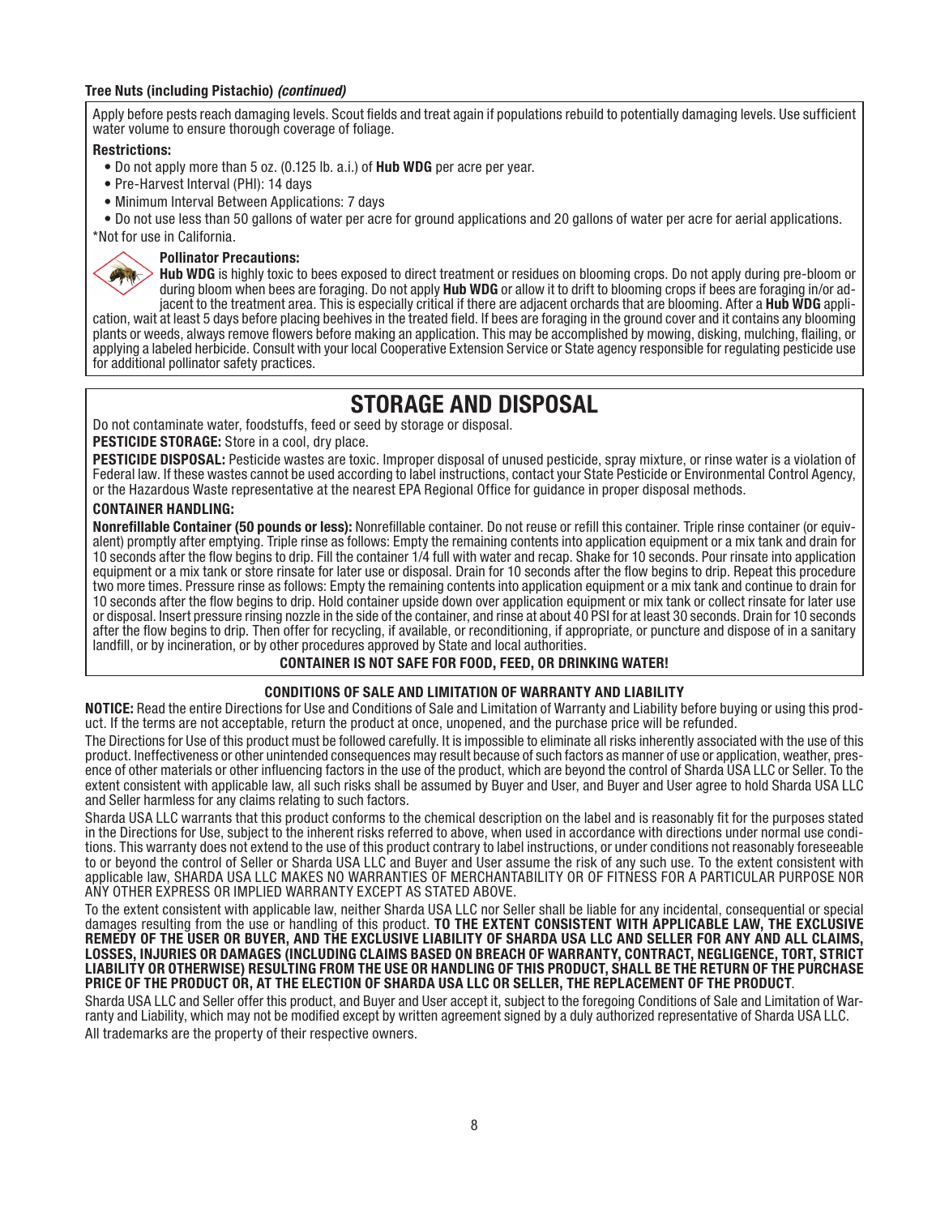**Tree Nuts (including Pistachio)** ***(continued)***

Apply before pests reach damaging levels. Scout fields and treat again if populations rebuild to potentially damaging levels. Use sufficient water volume to ensure thorough coverage of foliage.

**Restrictions:**

- Do not apply more than 5 oz. (0.125 lb. a.i.) of **Hub WDG** per acre per year.
- Pre-Harvest Interval (PHI): 14 days
- Minimum Interval Between Applications: 7 days
- Do not use less than 50 gallons of water per acre for ground applications and 20 gallons of water per acre for aerial applications.

*Not for use in California.

**Pollinator Precautions:**

**Hub WDG** is highly toxic to bees exposed to direct treatment or residues on blooming crops. Do not apply during pre-bloom or during bloom when bees are foraging. Do not apply **Hub WDG** or allow it to drift to blooming crops if bees are foraging in/or adjacent to the treatment area. This is especially critical if there are adjacent orchards that are blooming. After a **Hub WDG** application, wait at least 5 days before placing beehives in the treated field. If bees are foraging in the ground cover and it contains any blooming plants or weeds, always remove flowers before making an application. This may be accomplished by mowing, disking, mulching, flailing, or applying a labeled herbicide. Consult with your local Cooperative Extension Service or State agency responsible for regulating pesticide use for additional pollinator safety practices.

# STORAGE AND DISPOSAL

Do not contaminate water, foodstuffs, feed or seed by storage or disposal.

**PESTICIDE STORAGE:** Store in a cool, dry place.

**PESTICIDE DISPOSAL:** Pesticide wastes are toxic. Improper disposal of unused pesticide, spray mixture, or rinse water is a violation of Federal law. If these wastes cannot be used according to label instructions, contact your State Pesticide or Environmental Control Agency, or the Hazardous Waste representative at the nearest EPA Regional Office for guidance in proper disposal methods.

**CONTAINER HANDLING:**

**Nonrefillable Container (50 pounds or less):** Nonrefillable container. Do not reuse or refill this container. Triple rinse container (or equivalent) promptly after emptying. Triple rinse as follows: Empty the remaining contents into application equipment or a mix tank and drain for 10 seconds after the flow begins to drip. Fill the container 1/4 full with water and recap. Shake for 10 seconds. Pour rinsate into application equipment or a mix tank or store rinsate for later use or disposal. Drain for 10 seconds after the flow begins to drip. Repeat this procedure two more times. Pressure rinse as follows: Empty the remaining contents into application equipment or a mix tank and continue to drain for 10 seconds after the flow begins to drip. Hold container upside down over application equipment or mix tank or collect rinsate for later use or disposal. Insert pressure rinsing nozzle in the side of the container, and rinse at about 40 PSI for at least 30 seconds. Drain for 10 seconds after the flow begins to drip. Then offer for recycling, if available, or reconditioning, if appropriate, or puncture and dispose of in a sanitary landfill, or by incineration, or by other procedures approved by State and local authorities.

**CONTAINER IS NOT SAFE FOR FOOD, FEED, OR DRINKING WATER!**

## CONDITIONS OF SALE AND LIMITATION OF WARRANTY AND LIABILITY

**NOTICE:** Read the entire Directions for Use and Conditions of Sale and Limitation of Warranty and Liability before buying or using this product. If the terms are not acceptable, return the product at once, unopened, and the purchase price will be refunded.

The Directions for Use of this product must be followed carefully. It is impossible to eliminate all risks inherently associated with the use of this product. Ineffectiveness or other unintended consequences may result because of such factors as manner of use or application, weather, presence of other materials or other influencing factors in the use of the product, which are beyond the control of Sharda USA LLC or Seller. To the extent consistent with applicable law, all such risks shall be assumed by Buyer and User, and Buyer and User agree to hold Sharda USA LLC and Seller harmless for any claims relating to such factors.

Sharda USA LLC warrants that this product conforms to the chemical description on the label and is reasonably fit for the purposes stated in the Directions for Use, subject to the inherent risks referred to above, when used in accordance with directions under normal use conditions. This warranty does not extend to the use of this product contrary to label instructions, or under conditions not reasonably foreseeable to or beyond the control of Seller or Sharda USA LLC and Buyer and User assume the risk of any such use. To the extent consistent with applicable law, SHARDA USA LLC MAKES NO WARRANTIES OF MERCHANTABILITY OR OF FITNESS FOR A PARTICULAR PURPOSE NOR ANY OTHER EXPRESS OR IMPLIED WARRANTY EXCEPT AS STATED ABOVE.

To the extent consistent with applicable law, neither Sharda USA LLC nor Seller shall be liable for any incidental, consequential or special damages resulting from the use or handling of this product. **TO THE EXTENT CONSISTENT WITH APPLICABLE LAW, THE EXCLUSIVE REMEDY OF THE USER OR BUYER, AND THE EXCLUSIVE LIABILITY OF SHARDA USA LLC AND SELLER FOR ANY AND ALL CLAIMS, LOSSES, INJURIES OR DAMAGES (INCLUDING CLAIMS BASED ON BREACH OF WARRANTY, CONTRACT, NEGLIGENCE, TORT, STRICT LIABILITY OR OTHERWISE) RESULTING FROM THE USE OR HANDLING OF THIS PRODUCT, SHALL BE THE RETURN OF THE PURCHASE PRICE OF THE PRODUCT OR, AT THE ELECTION OF SHARDA USA LLC OR SELLER, THE REPLACEMENT OF THE PRODUCT**.

Sharda USA LLC and Seller offer this product, and Buyer and User accept it, subject to the foregoing Conditions of Sale and Limitation of Warranty and Liability, which may not be modified except by written agreement signed by a duly authorized representative of Sharda USA LLC.

All trademarks are the property of their respective owners.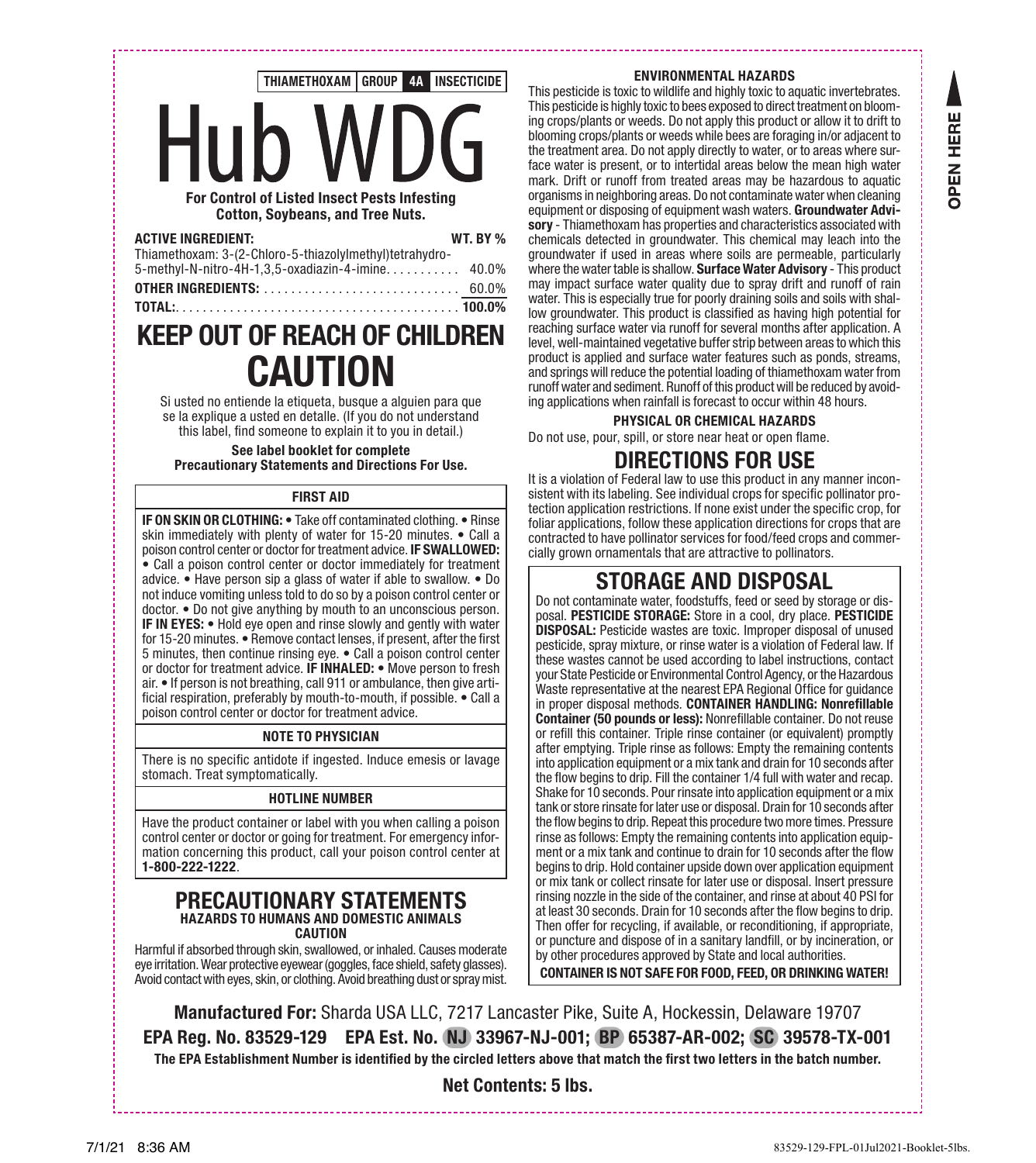**THIAMETHOXAM | GROUP 4A | INSECTICIDE**

# Hub WDG

**For Control of Listed Insect Pests Infesting Cotton, Soybeans, and Tree Nuts.**

| **ACTIVE INGREDIENT:** | **WT. BY %** |
| --- | --- |
| Thiamethoxam: 3-(2-Chloro-5-thiazolylmethyl)tetrahydro-5-methyl-N-nitro-4H-1,3,5-oxadiazin-4-imine | 40.0% |
| **OTHER INGREDIENTS:** | 60.0% |
| **TOTAL:** | **100.0%** |

## KEEP OUT OF REACH OF CHILDREN

## CAUTION

Si usted no entiende la etiqueta, busque a alguien para que se la explique a usted en detalle. (If you do not understand this label, find someone to explain it to you in detail.)

**See label booklet for complete Precautionary Statements and Directions For Use.**

### FIRST AID

**IF ON SKIN OR CLOTHING:** • Take off contaminated clothing. • Rinse skin immediately with plenty of water for 15-20 minutes. • Call a poison control center or doctor for treatment advice. **IF SWALLOWED:** • Call a poison control center or doctor immediately for treatment advice. • Have person sip a glass of water if able to swallow. • Do not induce vomiting unless told to do so by a poison control center or doctor. • Do not give anything by mouth to an unconscious person. **IF IN EYES:** • Hold eye open and rinse slowly and gently with water for 15-20 minutes. • Remove contact lenses, if present, after the first 5 minutes, then continue rinsing eye. • Call a poison control center or doctor for treatment advice. **IF INHALED:** • Move person to fresh air. • If person is not breathing, call 911 or ambulance, then give artificial respiration, preferably by mouth-to-mouth, if possible. • Call a poison control center or doctor for treatment advice.

### NOTE TO PHYSICIAN

There is no specific antidote if ingested. Induce emesis or lavage stomach. Treat symptomatically.

### HOTLINE NUMBER

Have the product container or label with you when calling a poison control center or doctor or going for treatment. For emergency information concerning this product, call your poison control center at **1-800-222-1222**.

## PRECAUTIONARY STATEMENTS

### HAZARDS TO HUMANS AND DOMESTIC ANIMALS

### CAUTION

Harmful if absorbed through skin, swallowed, or inhaled. Causes moderate eye irritation. Wear protective eyewear (goggles, face shield, safety glasses). Avoid contact with eyes, skin, or clothing. Avoid breathing dust or spray mist.

### ENVIRONMENTAL HAZARDS

This pesticide is toxic to wildlife and highly toxic to aquatic invertebrates. This pesticide is highly toxic to bees exposed to direct treatment on blooming crops/plants or weeds. Do not apply this product or allow it to drift to blooming crops/plants or weeds while bees are foraging in/or adjacent to the treatment area. Do not apply directly to water, or to areas where surface water is present, or to intertidal areas below the mean high water mark. Drift or runoff from treated areas may be hazardous to aquatic organisms in neighboring areas. Do not contaminate water when cleaning equipment or disposing of equipment wash waters. **Groundwater Advisory** - Thiamethoxam has properties and characteristics associated with chemicals detected in groundwater. This chemical may leach into the groundwater if used in areas where soils are permeable, particularly where the water table is shallow. **Surface Water Advisory** - This product may impact surface water quality due to spray drift and runoff of rain water. This is especially true for poorly draining soils and soils with shallow groundwater. This product is classified as having high potential for reaching surface water via runoff for several months after application. A level, well-maintained vegetative buffer strip between areas to which this product is applied and surface water features such as ponds, streams, and springs will reduce the potential loading of thiamethoxam water from runoff water and sediment. Runoff of this product will be reduced by avoiding applications when rainfall is forecast to occur within 48 hours.

### PHYSICAL OR CHEMICAL HAZARDS

Do not use, pour, spill, or store near heat or open flame.

## DIRECTIONS FOR USE

It is a violation of Federal law to use this product in any manner inconsistent with its labeling. See individual crops for specific pollinator protection application restrictions. If none exist under the specific crop, for foliar applications, follow these application directions for crops that are contracted to have pollinator services for food/feed crops and commercially grown ornamentals that are attractive to pollinators.

## STORAGE AND DISPOSAL

Do not contaminate water, foodstuffs, feed or seed by storage or disposal. **PESTICIDE STORAGE:** Store in a cool, dry place. **PESTICIDE DISPOSAL:** Pesticide wastes are toxic. Improper disposal of unused pesticide, spray mixture, or rinse water is a violation of Federal law. If these wastes cannot be used according to label instructions, contact your State Pesticide or Environmental Control Agency, or the Hazardous Waste representative at the nearest EPA Regional Office for guidance in proper disposal methods. **CONTAINER HANDLING: Nonrefillable Container (50 pounds or less):** Nonrefillable container. Do not reuse or refill this container. Triple rinse container (or equivalent) promptly after emptying. Triple rinse as follows: Empty the remaining contents into application equipment or a mix tank and drain for 10 seconds after the flow begins to drip. Fill the container 1/4 full with water and recap. Shake for 10 seconds. Pour rinsate into application equipment or a mix tank or store rinsate for later use or disposal. Drain for 10 seconds after the flow begins to drip. Repeat this procedure two more times. Pressure rinse as follows: Empty the remaining contents into application equipment or a mix tank and continue to drain for 10 seconds after the flow begins to drip. Hold container upside down over application equipment or mix tank or collect rinsate for later use or disposal. Insert pressure rinsing nozzle in the side of the container, and rinse at about 40 PSI for at least 30 seconds. Drain for 10 seconds after the flow begins to drip. Then offer for recycling, if available, or reconditioning, if appropriate, or puncture and dispose of in a sanitary landfill, or by incineration, or by other procedures approved by State and local authorities.

**CONTAINER IS NOT SAFE FOR FOOD, FEED, OR DRINKING WATER!**

**Manufactured For:** Sharda USA LLC, 7217 Lancaster Pike, Suite A, Hockessin, Delaware 19707

**EPA Reg. No. 83529-129 EPA Est. No. NJ 33967-NJ-001; BP 65387-AR-002; SC 39578-TX-001**

**The EPA Establishment Number is identified by the circled letters above that match the first two letters in the batch number.**

**Net Contents: 5 lbs.**

OPEN HERE